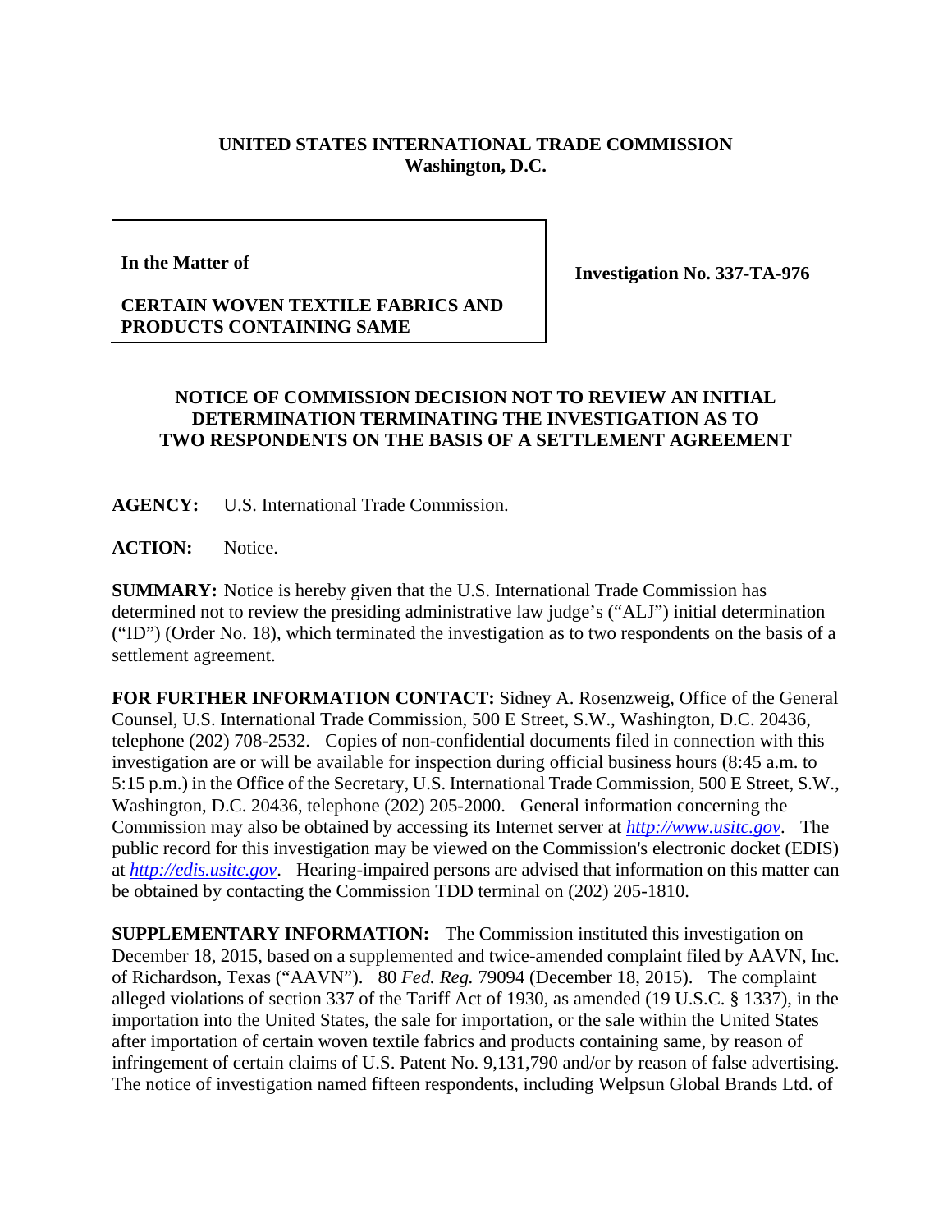**UNITED STATES INTERNATIONAL TRADE COMMISSION**
**Washington, D.C.**

| | |
|---|---|
| **In the Matter of**<br><br>**CERTAIN WOVEN TEXTILE FABRICS AND PRODUCTS CONTAINING SAME** | **Investigation No. 337-TA-976** |

**NOTICE OF COMMISSION DECISION NOT TO REVIEW AN INITIAL DETERMINATION TERMINATING THE INVESTIGATION AS TO TWO RESPONDENTS ON THE BASIS OF A SETTLEMENT AGREEMENT**

**AGENCY:** U.S. International Trade Commission.

**ACTION:** Notice.

**SUMMARY:** Notice is hereby given that the U.S. International Trade Commission has determined not to review the presiding administrative law judge's ("ALJ") initial determination ("ID") (Order No. 18), which terminated the investigation as to two respondents on the basis of a settlement agreement.

**FOR FURTHER INFORMATION CONTACT:** Sidney A. Rosenzweig, Office of the General Counsel, U.S. International Trade Commission, 500 E Street, S.W., Washington, D.C. 20436, telephone (202) 708-2532. Copies of non-confidential documents filed in connection with this investigation are or will be available for inspection during official business hours (8:45 a.m. to 5:15 p.m.) in the Office of the Secretary, U.S. International Trade Commission, 500 E Street, S.W., Washington, D.C. 20436, telephone (202) 205-2000. General information concerning the Commission may also be obtained by accessing its Internet server at *http://www.usitc.gov*. The public record for this investigation may be viewed on the Commission's electronic docket (EDIS) at *http://edis.usitc.gov*. Hearing-impaired persons are advised that information on this matter can be obtained by contacting the Commission TDD terminal on (202) 205-1810.

**SUPPLEMENTARY INFORMATION:** The Commission instituted this investigation on December 18, 2015, based on a supplemented and twice-amended complaint filed by AAVN, Inc. of Richardson, Texas ("AAVN"). 80 *Fed. Reg.* 79094 (December 18, 2015). The complaint alleged violations of section 337 of the Tariff Act of 1930, as amended (19 U.S.C. § 1337), in the importation into the United States, the sale for importation, or the sale within the United States after importation of certain woven textile fabrics and products containing same, by reason of infringement of certain claims of U.S. Patent No. 9,131,790 and/or by reason of false advertising. The notice of investigation named fifteen respondents, including Welpsun Global Brands Ltd. of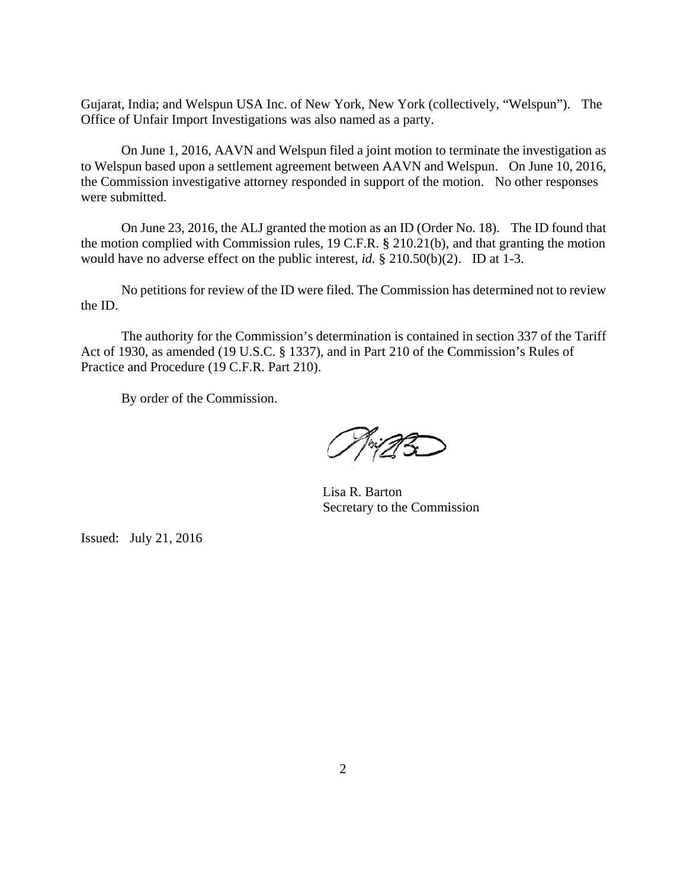Gujarat, India; and Welspun USA Inc. of New York, New York (collectively, "Welspun"). The Office of Unfair Import Investigations was also named as a party.

On June 1, 2016, AAVN and Welspun filed a joint motion to terminate the investigation as to Welspun based upon a settlement agreement between AAVN and Welspun. On June 10, 2016, the Commission investigative attorney responded in support of the motion. No other responses were submitted.

On June 23, 2016, the ALJ granted the motion as an ID (Order No. 18). The ID found that the motion complied with Commission rules, 19 C.F.R. § 210.21(b), and that granting the motion would have no adverse effect on the public interest, *id.* § 210.50(b)(2). ID at 1-3.

No petitions for review of the ID were filed. The Commission has determined not to review the ID.

The authority for the Commission's determination is contained in section 337 of the Tariff Act of 1930, as amended (19 U.S.C. § 1337), and in Part 210 of the Commission's Rules of Practice and Procedure (19 C.F.R. Part 210).

By order of the Commission.

Lisa R. Barton
Secretary to the Commission

Issued: July 21, 2016